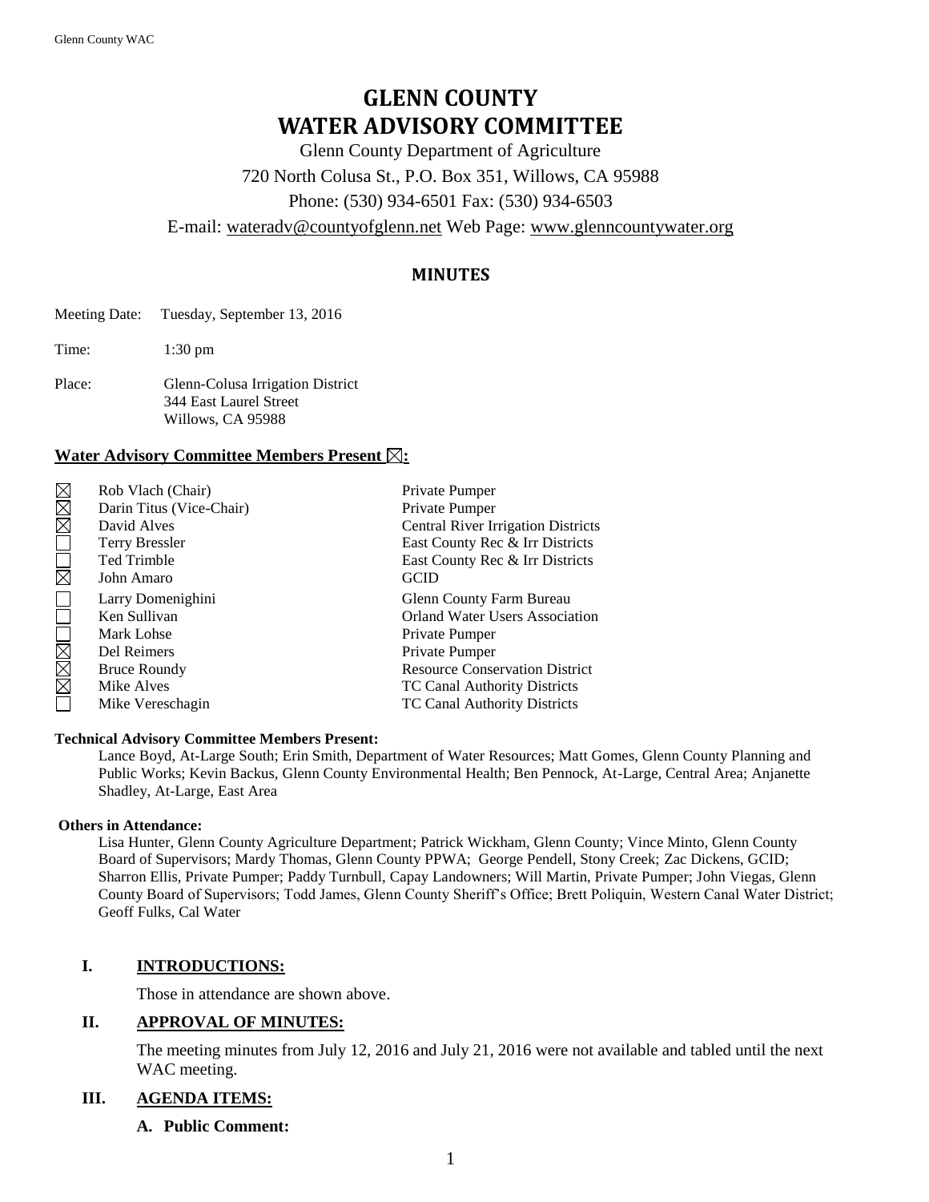# GLENN COUNTY
# WATER ADVISORY COMMITTEE

Glenn County Department of Agriculture
720 North Colusa St., P.O. Box 351, Willows, CA 95988
Phone: (530) 934-6501 Fax: (530) 934-6503
E-mail: wateradv@countyofglenn.net Web Page: www.glenncountywater.org

## MINUTES

Meeting Date: Tuesday, September 13, 2016

Time: 1:30 pm

Place: Glenn-Colusa Irrigation District
344 East Laurel Street
Willows, CA 95988

### Water Advisory Committee Members Present ☒:

| Present | Member | Representing |
|---|---|---|
| ☒ | Rob Vlach (Chair) | Private Pumper |
| ☒ | Darin Titus (Vice-Chair) | Private Pumper |
| ☒ | David Alves | Central River Irrigation Districts |
| ☐ | Terry Bressler | East County Rec & Irr Districts |
| ☐ | Ted Trimble | East County Rec & Irr Districts |
| ☒ | John Amaro | GCID |
| ☐ | Larry Domenighini | Glenn County Farm Bureau |
| ☐ | Ken Sullivan | Orland Water Users Association |
| ☐ | Mark Lohse | Private Pumper |
| ☒ | Del Reimers | Private Pumper |
| ☒ | Bruce Roundy | Resource Conservation District |
| ☒ | Mike Alves | TC Canal Authority Districts |
| ☐ | Mike Vereschagin | TC Canal Authority Districts |

**Technical Advisory Committee Members Present:**

Lance Boyd, At-Large South; Erin Smith, Department of Water Resources; Matt Gomes, Glenn County Planning and Public Works; Kevin Backus, Glenn County Environmental Health; Ben Pennock, At-Large, Central Area; Anjanette Shadley, At-Large, East Area

**Others in Attendance:**

Lisa Hunter, Glenn County Agriculture Department; Patrick Wickham, Glenn County; Vince Minto, Glenn County Board of Supervisors; Mardy Thomas, Glenn County PPWA; George Pendell, Stony Creek; Zac Dickens, GCID; Sharron Ellis, Private Pumper; Paddy Turnbull, Capay Landowners; Will Martin, Private Pumper; John Viegas, Glenn County Board of Supervisors; Todd James, Glenn County Sheriff's Office; Brett Poliquin, Western Canal Water District; Geoff Fulks, Cal Water

## I. INTRODUCTIONS:

Those in attendance are shown above.

## II. APPROVAL OF MINUTES:

The meeting minutes from July 12, 2016 and July 21, 2016 were not available and tabled until the next WAC meeting.

## III. AGENDA ITEMS:

### A. Public Comment: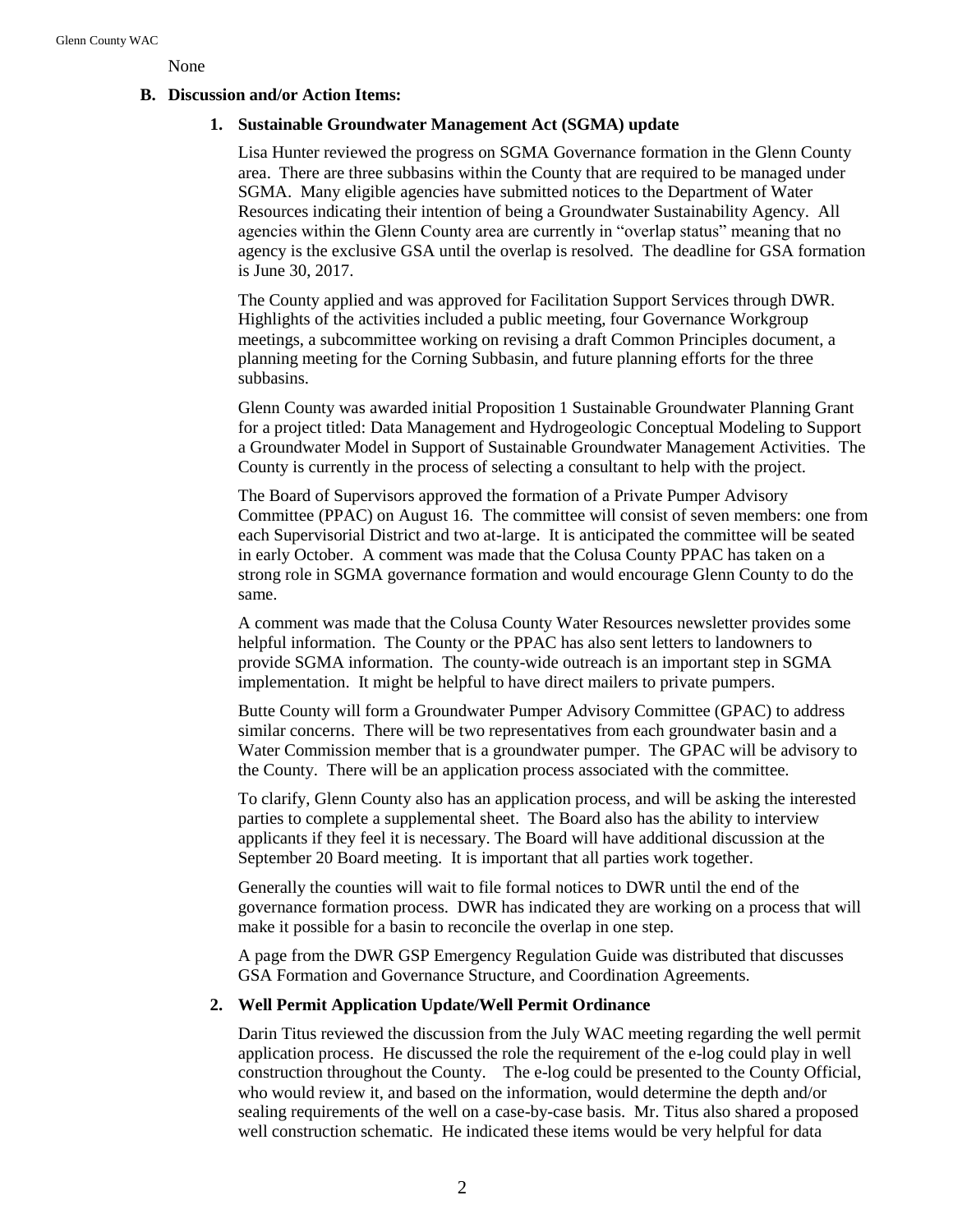None

**B. Discussion and/or Action Items:**

**1. Sustainable Groundwater Management Act (SGMA) update**

Lisa Hunter reviewed the progress on SGMA Governance formation in the Glenn County area. There are three subbasins within the County that are required to be managed under SGMA. Many eligible agencies have submitted notices to the Department of Water Resources indicating their intention of being a Groundwater Sustainability Agency. All agencies within the Glenn County area are currently in "overlap status" meaning that no agency is the exclusive GSA until the overlap is resolved. The deadline for GSA formation is June 30, 2017.

The County applied and was approved for Facilitation Support Services through DWR. Highlights of the activities included a public meeting, four Governance Workgroup meetings, a subcommittee working on revising a draft Common Principles document, a planning meeting for the Corning Subbasin, and future planning efforts for the three subbasins.

Glenn County was awarded initial Proposition 1 Sustainable Groundwater Planning Grant for a project titled: Data Management and Hydrogeologic Conceptual Modeling to Support a Groundwater Model in Support of Sustainable Groundwater Management Activities. The County is currently in the process of selecting a consultant to help with the project.

The Board of Supervisors approved the formation of a Private Pumper Advisory Committee (PPAC) on August 16. The committee will consist of seven members: one from each Supervisorial District and two at-large. It is anticipated the committee will be seated in early October. A comment was made that the Colusa County PPAC has taken on a strong role in SGMA governance formation and would encourage Glenn County to do the same.

A comment was made that the Colusa County Water Resources newsletter provides some helpful information. The County or the PPAC has also sent letters to landowners to provide SGMA information. The county-wide outreach is an important step in SGMA implementation. It might be helpful to have direct mailers to private pumpers.

Butte County will form a Groundwater Pumper Advisory Committee (GPAC) to address similar concerns. There will be two representatives from each groundwater basin and a Water Commission member that is a groundwater pumper. The GPAC will be advisory to the County. There will be an application process associated with the committee.

To clarify, Glenn County also has an application process, and will be asking the interested parties to complete a supplemental sheet. The Board also has the ability to interview applicants if they feel it is necessary. The Board will have additional discussion at the September 20 Board meeting. It is important that all parties work together.

Generally the counties will wait to file formal notices to DWR until the end of the governance formation process. DWR has indicated they are working on a process that will make it possible for a basin to reconcile the overlap in one step.

A page from the DWR GSP Emergency Regulation Guide was distributed that discusses GSA Formation and Governance Structure, and Coordination Agreements.

**2. Well Permit Application Update/Well Permit Ordinance**

Darin Titus reviewed the discussion from the July WAC meeting regarding the well permit application process. He discussed the role the requirement of the e-log could play in well construction throughout the County. The e-log could be presented to the County Official, who would review it, and based on the information, would determine the depth and/or sealing requirements of the well on a case-by-case basis. Mr. Titus also shared a proposed well construction schematic. He indicated these items would be very helpful for data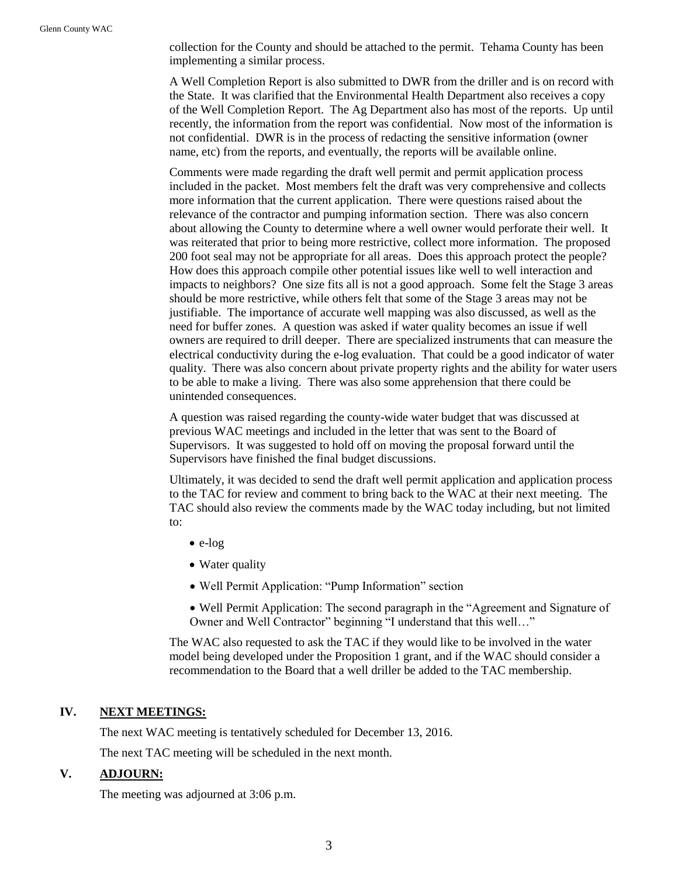collection for the County and should be attached to the permit. Tehama County has been implementing a similar process.

A Well Completion Report is also submitted to DWR from the driller and is on record with the State. It was clarified that the Environmental Health Department also receives a copy of the Well Completion Report. The Ag Department also has most of the reports. Up until recently, the information from the report was confidential. Now most of the information is not confidential. DWR is in the process of redacting the sensitive information (owner name, etc) from the reports, and eventually, the reports will be available online.

Comments were made regarding the draft well permit and permit application process included in the packet. Most members felt the draft was very comprehensive and collects more information that the current application. There were questions raised about the relevance of the contractor and pumping information section. There was also concern about allowing the County to determine where a well owner would perforate their well. It was reiterated that prior to being more restrictive, collect more information. The proposed 200 foot seal may not be appropriate for all areas. Does this approach protect the people? How does this approach compile other potential issues like well to well interaction and impacts to neighbors? One size fits all is not a good approach. Some felt the Stage 3 areas should be more restrictive, while others felt that some of the Stage 3 areas may not be justifiable. The importance of accurate well mapping was also discussed, as well as the need for buffer zones. A question was asked if water quality becomes an issue if well owners are required to drill deeper. There are specialized instruments that can measure the electrical conductivity during the e-log evaluation. That could be a good indicator of water quality. There was also concern about private property rights and the ability for water users to be able to make a living. There was also some apprehension that there could be unintended consequences.

A question was raised regarding the county-wide water budget that was discussed at previous WAC meetings and included in the letter that was sent to the Board of Supervisors. It was suggested to hold off on moving the proposal forward until the Supervisors have finished the final budget discussions.

Ultimately, it was decided to send the draft well permit application and application process to the TAC for review and comment to bring back to the WAC at their next meeting. The TAC should also review the comments made by the WAC today including, but not limited to:

- e-log
- Water quality
- Well Permit Application: "Pump Information" section
- Well Permit Application: The second paragraph in the "Agreement and Signature of Owner and Well Contractor" beginning "I understand that this well…"

The WAC also requested to ask the TAC if they would like to be involved in the water model being developed under the Proposition 1 grant, and if the WAC should consider a recommendation to the Board that a well driller be added to the TAC membership.

## IV. NEXT MEETINGS:

The next WAC meeting is tentatively scheduled for December 13, 2016.

The next TAC meeting will be scheduled in the next month.

## V. ADJOURN:

The meeting was adjourned at 3:06 p.m.